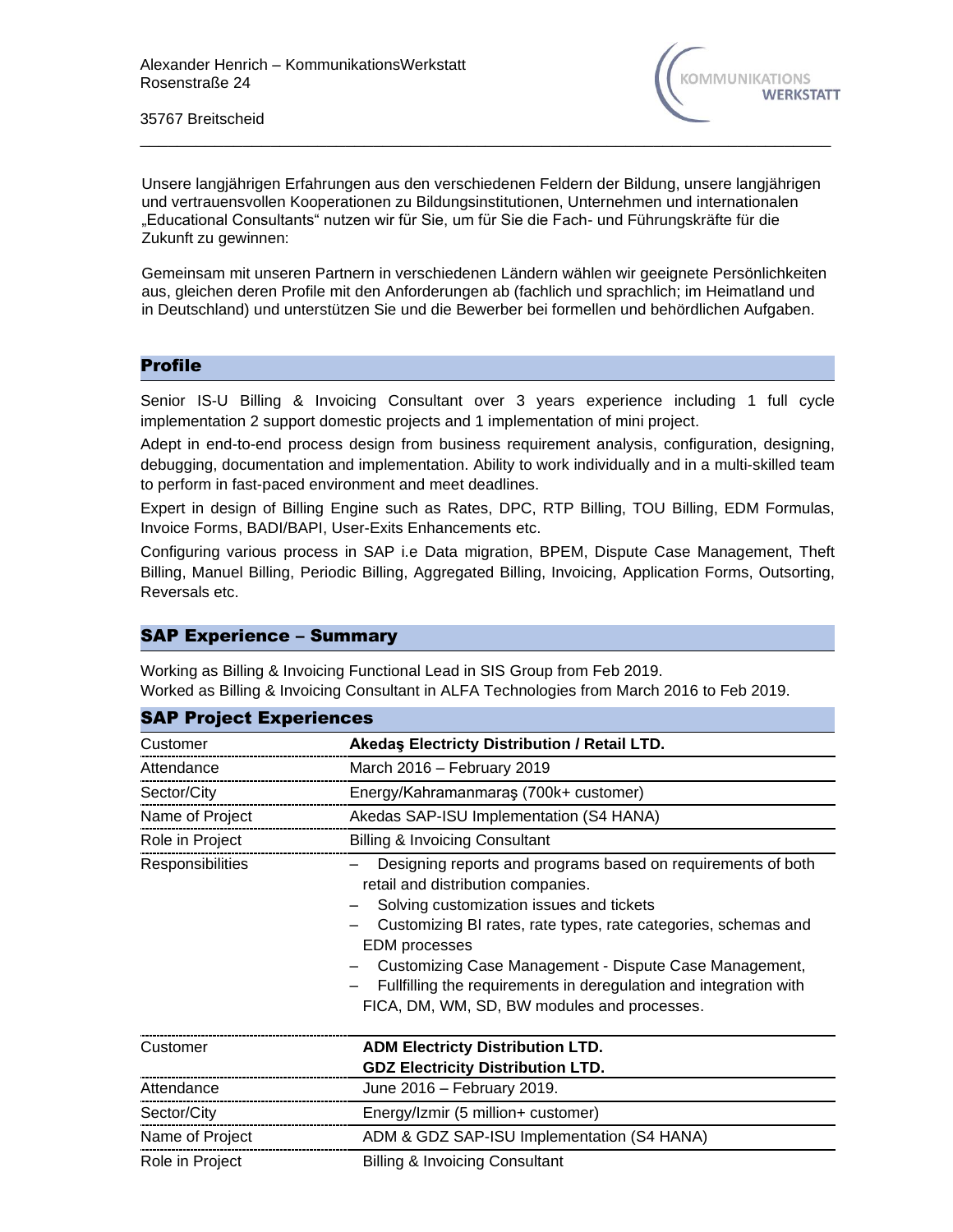Alexander Henrich – KommunikationsWerkstatt
Rosenstraße 24

35767 Breitscheid

KOMMUNIKATIONS WERKSTATT

---

Unsere langjährigen Erfahrungen aus den verschiedenen Feldern der Bildung, unsere langjährigen und vertrauensvollen Kooperationen zu Bildungsinstitutionen, Unternehmen und internationalen „Educational Consultants" nutzen wir für Sie, um für Sie die Fach- und Führungskräfte für die Zukunft zu gewinnen:

Gemeinsam mit unseren Partnern in verschiedenen Ländern wählen wir geeignete Persönlichkeiten aus, gleichen deren Profile mit den Anforderungen ab (fachlich und sprachlich; im Heimatland und in Deutschland) und unterstützen Sie und die Bewerber bei formellen und behördlichen Aufgaben.

## Profile

Senior IS-U Billing & Invoicing Consultant over 3 years experience including 1 full cycle implementation 2 support domestic projects and 1 implementation of mini project.

Adept in end-to-end process design from business requirement analysis, configuration, designing, debugging, documentation and implementation. Ability to work individually and in a multi-skilled team to perform in fast-paced environment and meet deadlines.

Expert in design of Billing Engine such as Rates, DPC, RTP Billing, TOU Billing, EDM Formulas, Invoice Forms, BADI/BAPI, User-Exits Enhancements etc.

Configuring various process in SAP i.e Data migration, BPEM, Dispute Case Management, Theft Billing, Manuel Billing, Periodic Billing, Aggregated Billing, Invoicing, Application Forms, Outsorting, Reversals etc.

## SAP Experience – Summary

Working as Billing & Invoicing Functional Lead in SIS Group from Feb 2019.
Worked as Billing & Invoicing Consultant in ALFA Technologies from March 2016 to Feb 2019.

## SAP Project Experiences

| | |
|---|---|
| Customer | **Akedaş Electricty Distribution / Retail LTD.** |
| Attendance | March 2016 – February 2019 |
| Sector/City | Energy/Kahramanmaraş (700k+ customer) |
| Name of Project | Akedas SAP-ISU Implementation (S4 HANA) |
| Role in Project | Billing & Invoicing Consultant |
| Responsibilities | – Designing reports and programs based on requirements of both retail and distribution companies.<br>– Solving customization issues and tickets<br>– Customizing BI rates, rate types, rate categories, schemas and EDM processes<br>– Customizing Case Management - Dispute Case Management,<br>– Fullfilling the requirements in deregulation and integration with FICA, DM, WM, SD, BW modules and processes. |

| | |
|---|---|
| Customer | **ADM Electricty Distribution LTD.**<br>**GDZ Electricity Distribution LTD.** |
| Attendance | June 2016 – February 2019. |
| Sector/City | Energy/Izmir (5 million+ customer) |
| Name of Project | ADM & GDZ SAP-ISU Implementation (S4 HANA) |
| Role in Project | Billing & Invoicing Consultant |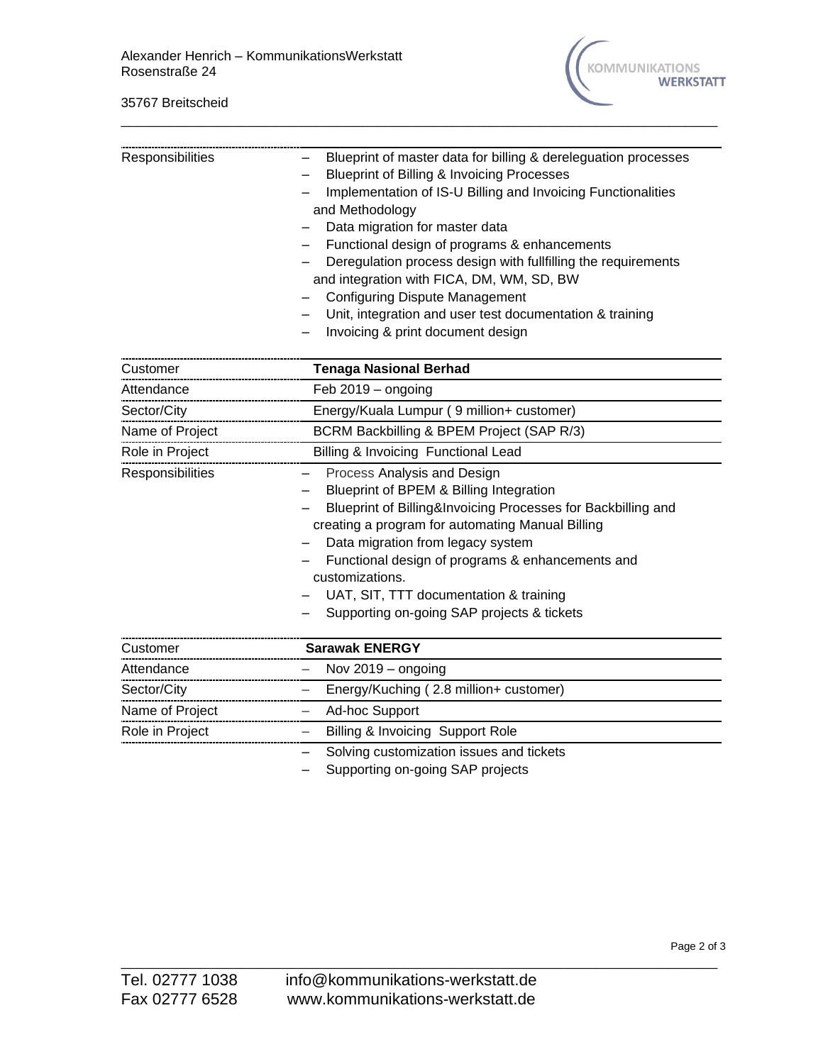| | |
|---|---|
| Responsibilities | – Blueprint of master data for billing & dereleguation processes<br>– Blueprint of Billing & Invoicing Processes<br>– Implementation of IS-U Billing and Invoicing Functionalities and Methodology<br>– Data migration for master data<br>– Functional design of programs & enhancements<br>– Deregulation process design with fullfilling the requirements and integration with FICA, DM, WM, SD, BW<br>– Configuring Dispute Management<br>– Unit, integration and user test documentation & training<br>– Invoicing & print document design |

| | |
|---|---|
| Customer | **Tenaga Nasional Berhad** |
| Attendance | Feb 2019 – ongoing |
| Sector/City | Energy/Kuala Lumpur ( 9 million+ customer) |
| Name of Project | BCRM Backbilling & BPEM Project (SAP R/3) |
| Role in Project | Billing & Invoicing Functional Lead |
| Responsibilities | – Process Analysis and Design<br>– Blueprint of BPEM & Billing Integration<br>– Blueprint of Billing&Invoicing Processes for Backbilling and creating a program for automating Manual Billing<br>– Data migration from legacy system<br>– Functional design of programs & enhancements and customizations.<br>– UAT, SIT, TTT documentation & training<br>– Supporting on-going SAP projects & tickets |

| | |
|---|---|
| Customer | **Sarawak ENERGY** |
| Attendance | – Nov 2019 – ongoing |
| Sector/City | – Energy/Kuching ( 2.8 million+ customer) |
| Name of Project | – Ad-hoc Support |
| Role in Project | – Billing & Invoicing Support Role |
| | – Solving customization issues and tickets<br>– Supporting on-going SAP projects |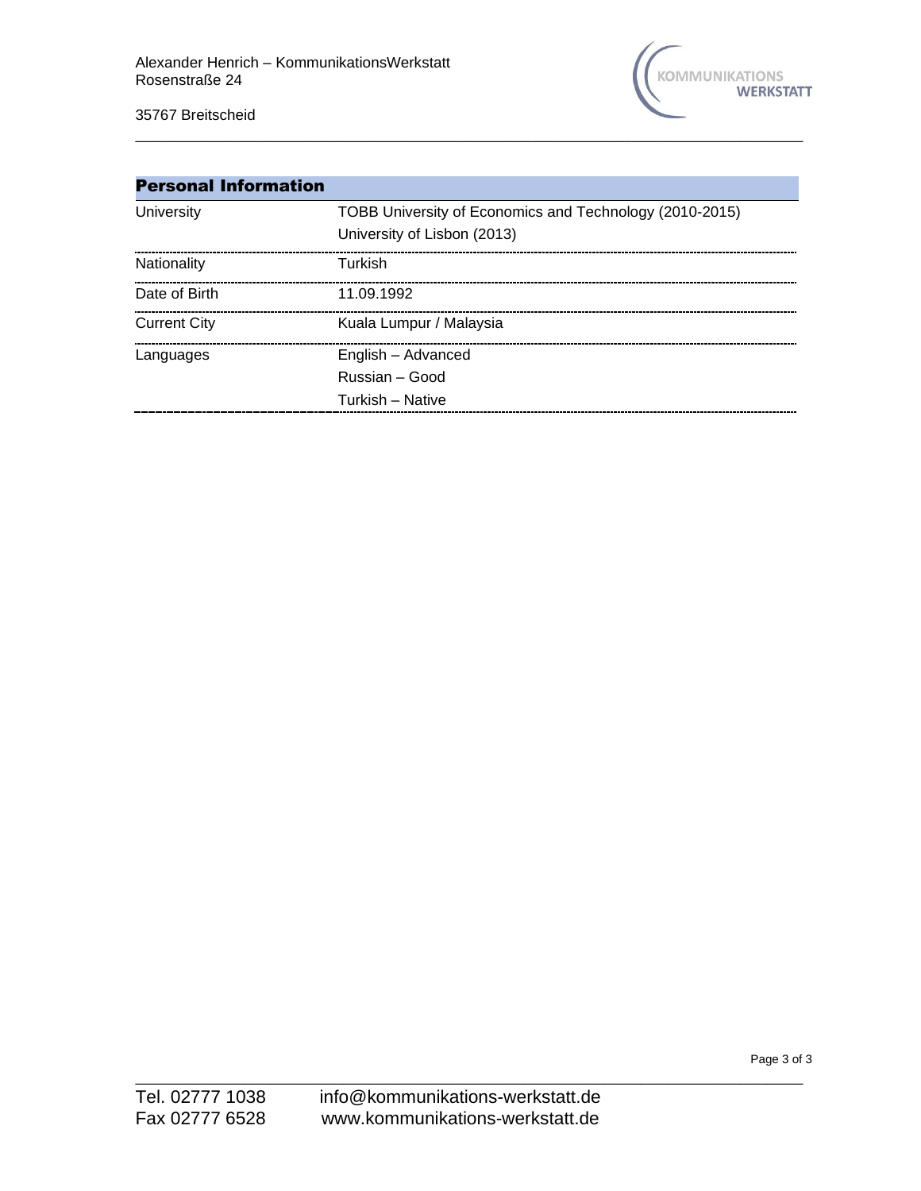## Personal Information

| | |
|---|---|
| University | TOBB University of Economics and Technology (2010-2015)<br>University of Lisbon (2013) |
| Nationality | Turkish |
| Date of Birth | 11.09.1992 |
| Current City | Kuala Lumpur / Malaysia |
| Languages | English – Advanced<br>Russian – Good<br>Turkish – Native |